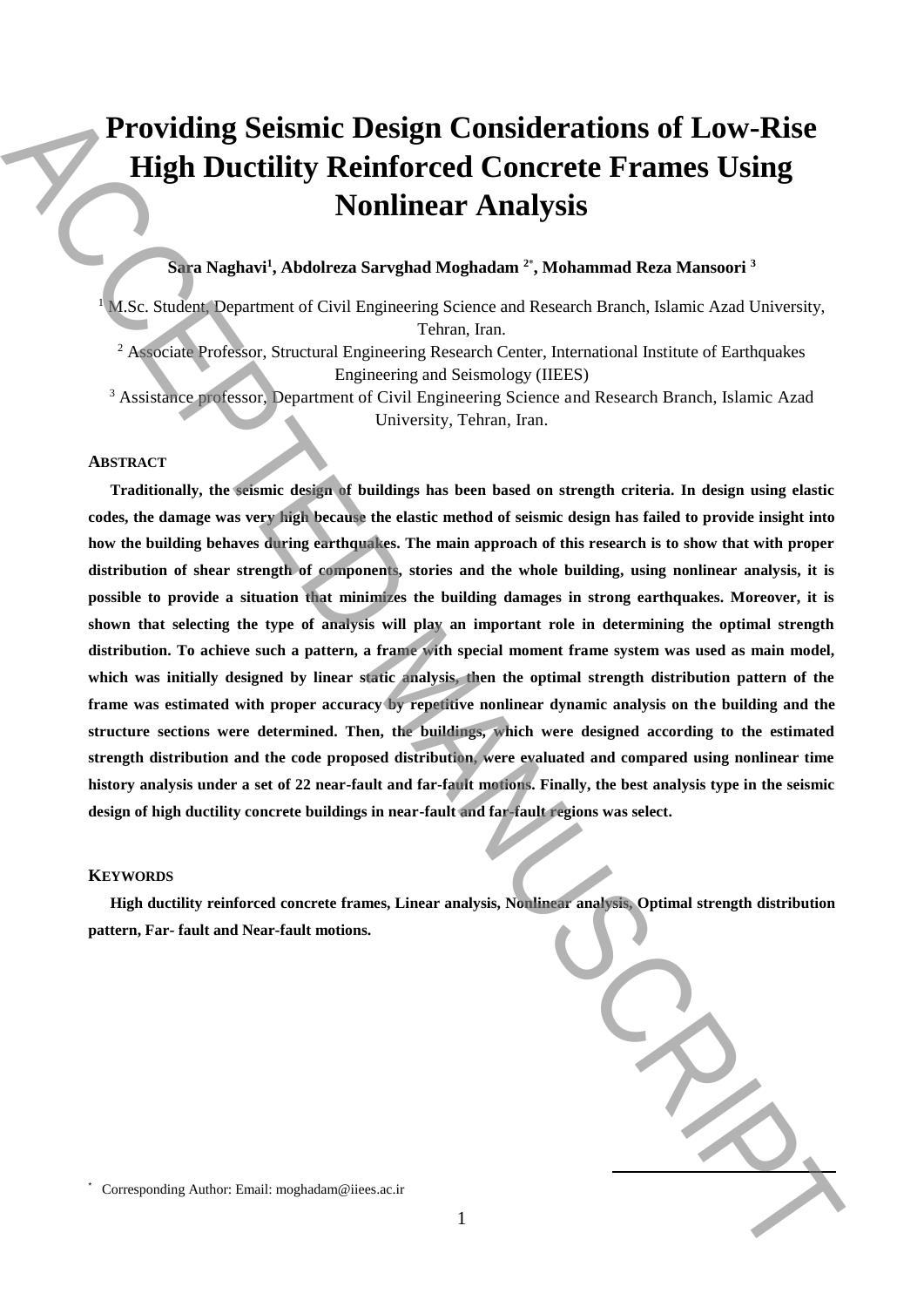# Providing Seismic Design Considerations of Low-Rise High Ductility Reinforced Concrete Frames Using Nonlinear Analysis

**Sara Naghavi[1], Abdolreza Sarvghad Moghadam [2*], Mohammad Reza Mansoori [3]**

[1] M.Sc. Student, Department of Civil Engineering Science and Research Branch, Islamic Azad University, Tehran, Iran.

[2] Associate Professor, Structural Engineering Research Center, International Institute of Earthquakes Engineering and Seismology (IIEES)

[3] Assistance professor, Department of Civil Engineering Science and Research Branch, Islamic Azad University, Tehran, Iran.

## ABSTRACT

**Traditionally, the seismic design of buildings has been based on strength criteria. In design using elastic codes, the damage was very high because the elastic method of seismic design has failed to provide insight into how the building behaves during earthquakes. The main approach of this research is to show that with proper distribution of shear strength of components, stories and the whole building, using nonlinear analysis, it is possible to provide a situation that minimizes the building damages in strong earthquakes. Moreover, it is shown that selecting the type of analysis will play an important role in determining the optimal strength distribution. To achieve such a pattern, a frame with special moment frame system was used as main model, which was initially designed by linear static analysis, then the optimal strength distribution pattern of the frame was estimated with proper accuracy by repetitive nonlinear dynamic analysis on the building and the structure sections were determined. Then, the buildings, which were designed according to the estimated strength distribution and the code proposed distribution, were evaluated and compared using nonlinear time history analysis under a set of 22 near-fault and far-fault motions. Finally, the best analysis type in the seismic design of high ductility concrete buildings in near-fault and far-fault regions was select.**

## KEYWORDS

**High ductility reinforced concrete frames, Linear analysis, Nonlinear analysis, Optimal strength distribution pattern, Far- fault and Near-fault motions.**

* Corresponding Author: Email: moghadam@iiees.ac.ir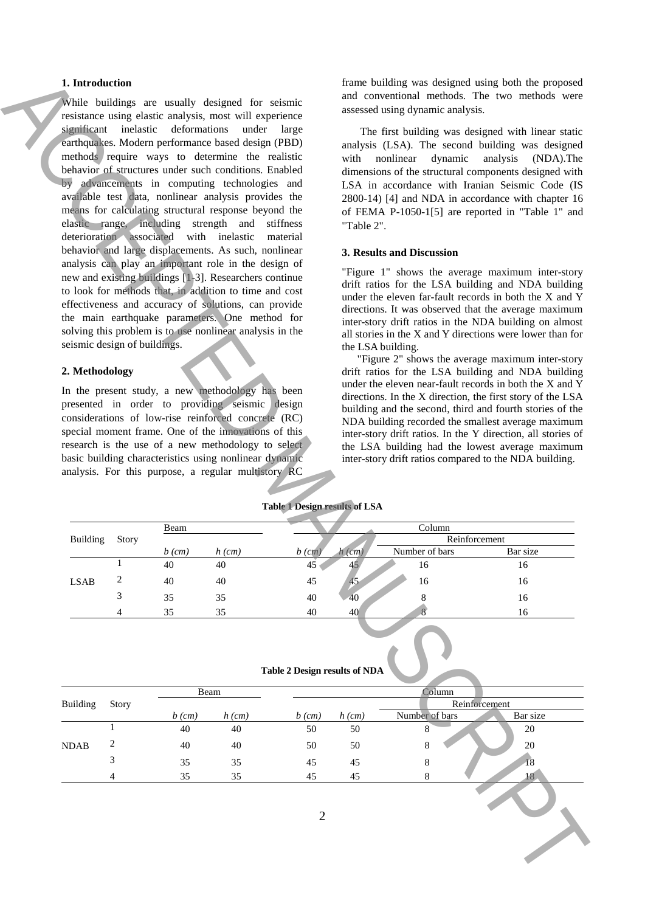## 1. Introduction

While buildings are usually designed for seismic resistance using elastic analysis, most will experience significant inelastic deformations under large earthquakes. Modern performance based design (PBD) methods require ways to determine the realistic behavior of structures under such conditions. Enabled by advancements in computing technologies and available test data, nonlinear analysis provides the means for calculating structural response beyond the elastic range, including strength and stiffness deterioration associated with inelastic material behavior and large displacements. As such, nonlinear analysis can play an important role in the design of new and existing buildings [1-3]. Researchers continue to look for methods that, in addition to time and cost effectiveness and accuracy of solutions, can provide the main earthquake parameters. One method for solving this problem is to use nonlinear analysis in the seismic design of buildings.

## 2. Methodology

In the present study, a new methodology has been presented in order to providing seismic design considerations of low-rise reinforced concrete (RC) special moment frame. One of the innovations of this research is the use of a new methodology to select basic building characteristics using nonlinear dynamic analysis. For this purpose, a regular multistory RC frame building was designed using both the proposed and conventional methods. The two methods were assessed using dynamic analysis.

The first building was designed with linear static analysis (LSA). The second building was designed with nonlinear dynamic analysis (NDA).The dimensions of the structural components designed with LSA in accordance with Iranian Seismic Code (IS 2800-14) [4] and NDA in accordance with chapter 16 of FEMA P-1050-1[5] are reported in "Table 1" and "Table 2".

## 3. Results and Discussion

"Figure 1" shows the average maximum inter-story drift ratios for the LSA building and NDA building under the eleven far-fault records in both the X and Y directions. It was observed that the average maximum inter-story drift ratios in the NDA building on almost all stories in the X and Y directions were lower than for the LSA building.

"Figure 2" shows the average maximum inter-story drift ratios for the LSA building and NDA building under the eleven near-fault records in both the X and Y directions. In the X direction, the first story of the LSA building and the second, third and fourth stories of the NDA building recorded the smallest average maximum inter-story drift ratios. In the Y direction, all stories of the LSA building had the lowest average maximum inter-story drift ratios compared to the NDA building.

**Table 1 Design results of LSA**

| Building | Story | Beam | | Column | | | |
|---|---|---|---|---|---|---|---|
| | | | | | | Reinforcement | |
| | | *b (cm)* | *h (cm)* | *b (cm)* | *h (cm)* | Number of bars | Bar size |
| LSAB | 1 | 40 | 40 | 45 | 45 | 16 | 16 |
| | 2 | 40 | 40 | 45 | 45 | 16 | 16 |
| | 3 | 35 | 35 | 40 | 40 | 8 | 16 |
| | 4 | 35 | 35 | 40 | 40 | 8 | 16 |

**Table 2 Design results of NDA**

| Building | Story | Beam | | Column | | | |
|---|---|---|---|---|---|---|---|
| | | | | | | Reinforcement | |
| | | *b (cm)* | *h (cm)* | *b (cm)* | *h (cm)* | Number of bars | Bar size |
| NDAB | 1 | 40 | 40 | 50 | 50 | 8 | 20 |
| | 2 | 40 | 40 | 50 | 50 | 8 | 20 |
| | 3 | 35 | 35 | 45 | 45 | 8 | 18 |
| | 4 | 35 | 35 | 45 | 45 | 8 | 18 |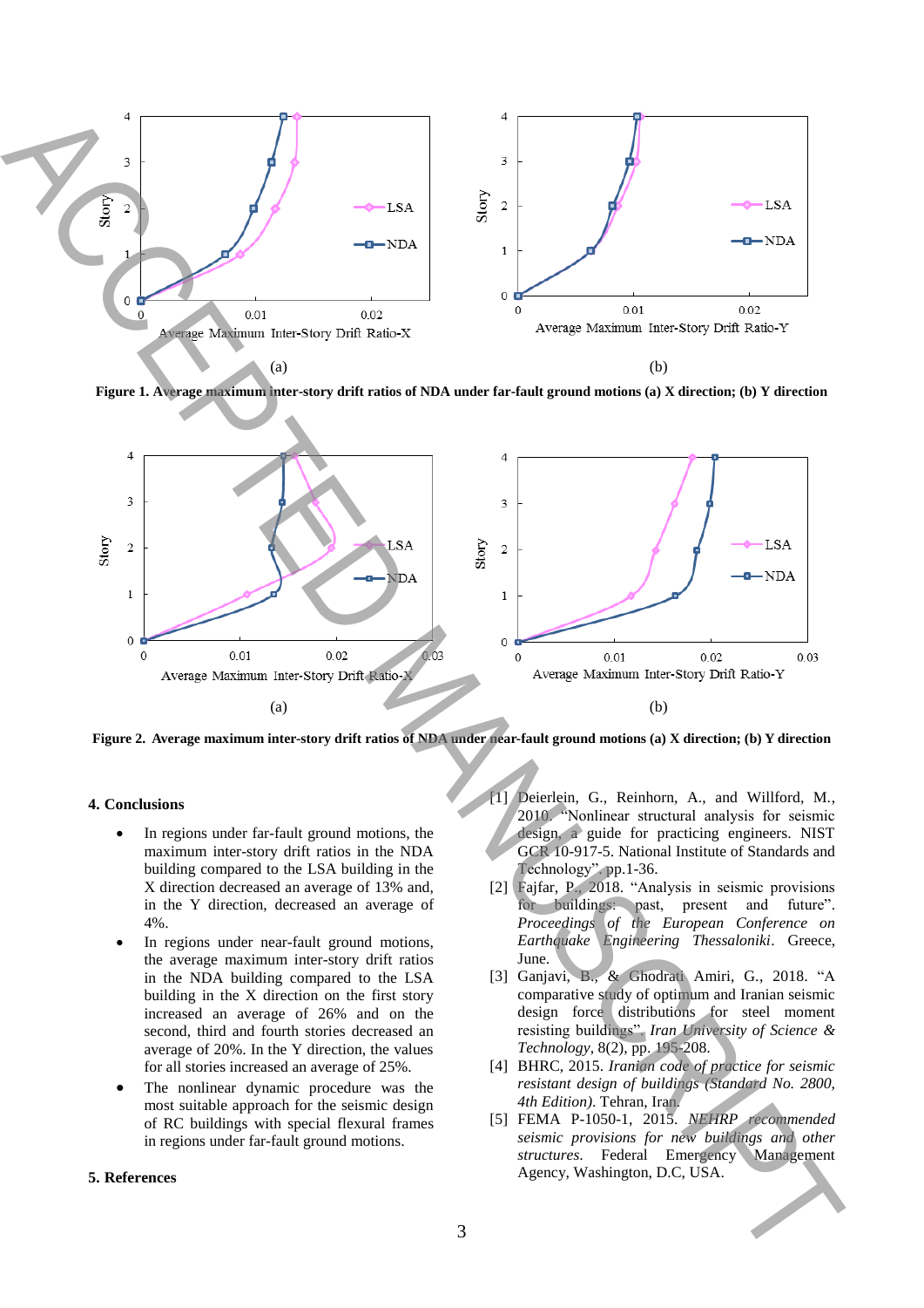4

3

2

1

0

Story

0 0.01 0.02

Average Maximum Inter-Story Drift Ratio-X

LSA

NDA

(a)

4

3

2

1

0

Story

0 0.01 0.02

Average Maximum Inter-Story Drift Ratio-Y

LSA

NDA

(b)

**Figure 1. Average maximum inter-story drift ratios of NDA under far-fault ground motions (a) X direction; (b) Y direction**

4

3

2

1

0

Story

0 0.01 0.02 0.03

Average Maximum Inter-Story Drift Ratio-X

LSA

NDA

(a)

4

3

2

1

0

Story

0 0.01 0.02 0.03

Average Maximum Inter-Story Drift Ratio-Y

LSA

NDA

(b)

**Figure 2. Average maximum inter-story drift ratios of NDA under near-fault ground motions (a) X direction; (b) Y direction**

## 4. Conclusions

- In regions under far-fault ground motions, the maximum inter-story drift ratios in the NDA building compared to the LSA building in the X direction decreased an average of 13% and, in the Y direction, decreased an average of 4%.
- In regions under near-fault ground motions, the average maximum inter-story drift ratios in the NDA building compared to the LSA building in the X direction on the first story increased an average of 26% and on the second, third and fourth stories decreased an average of 20%. In the Y direction, the values for all stories increased an average of 25%.
- The nonlinear dynamic procedure was the most suitable approach for the seismic design of RC buildings with special flexural frames in regions under far-fault ground motions.

## 5. References

[1] Deierlein, G., Reinhorn, A., and Willford, M., 2010. “Nonlinear structural analysis for seismic design, a guide for practicing engineers. NIST GCR 10-917-5. National Institute of Standards and Technology”. pp.1-36.

[2] Fajfar, P., 2018. “Analysis in seismic provisions for buildings: past, present and future”. *Proceedings of the European Conference on Earthquake Engineering Thessaloniki*. Greece, June.

[3] Ganjavi, B., & Ghodrati Amiri, G., 2018. “A comparative study of optimum and Iranian seismic design force distributions for steel moment resisting buildings”. *Iran University of Science & Technology*, 8(2), pp. 195-208.

[4] BHRC, 2015. *Iranian code of practice for seismic resistant design of buildings (Standard No. 2800, 4th Edition)*. Tehran, Iran.

[5] FEMA P-1050-1, 2015. *NEHRP recommended seismic provisions for new buildings and other structures*. Federal Emergency Management Agency, Washington, D.C, USA.